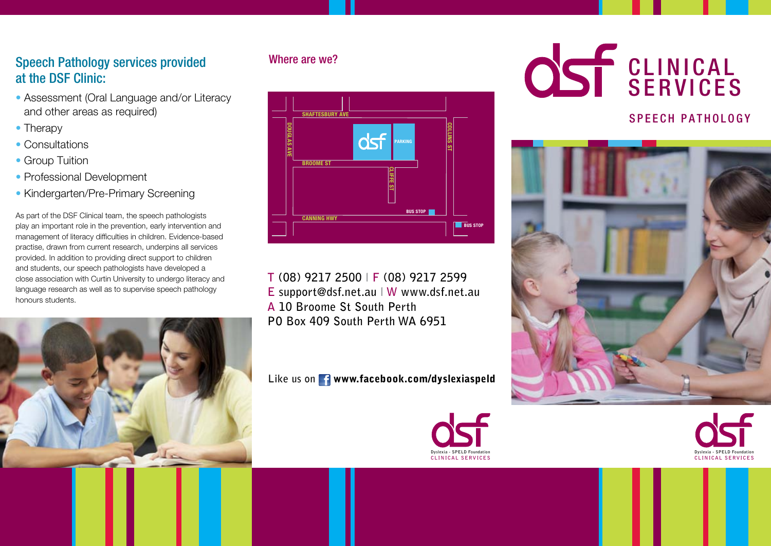## Speech Pathology services provided at the DSF Clinic:

- Assessment (Oral Language and/or Literacy and other areas as required)
- Therapy
- Consultations
- Group Tuition
- Professional Development
- Kindergarten/Pre-Primary Screening

As part of the DSF Clinical team, the speech pathologists play an important role in the prevention, early intervention and management of literacy difficulties in children. Evidence-based practise, drawn from current research, underpins all services provided. In addition to providing direct support to children and students, our speech pathologists have developed a close association with Curtin University to undergo literacy and language research as well as to supervise speech pathology honours students.

## Where are we?

SHAFTESBURY AVE
DOUGLAS AVE
COLLINS ST
dsf
PARKING
BROOME ST
CLIFFE ST
BUS STOP
CANNING HWY
BUS STOP

T (08) 9217 2500 | F (08) 9217 2599
E support@dsf.net.au | W www.dsf.net.au
A 10 Broome St South Perth
PO Box 409 South Perth WA 6951

Like us on **www.facebook.com/dyslexiaspeld**

dsf
Dyslexia - SPELD Foundation
CLINICAL SERVICES

# dsf CLINICAL SERVICES

## SPEECH PATHOLOGY

dsf
Dyslexia - SPELD Foundation
CLINICAL SERVICES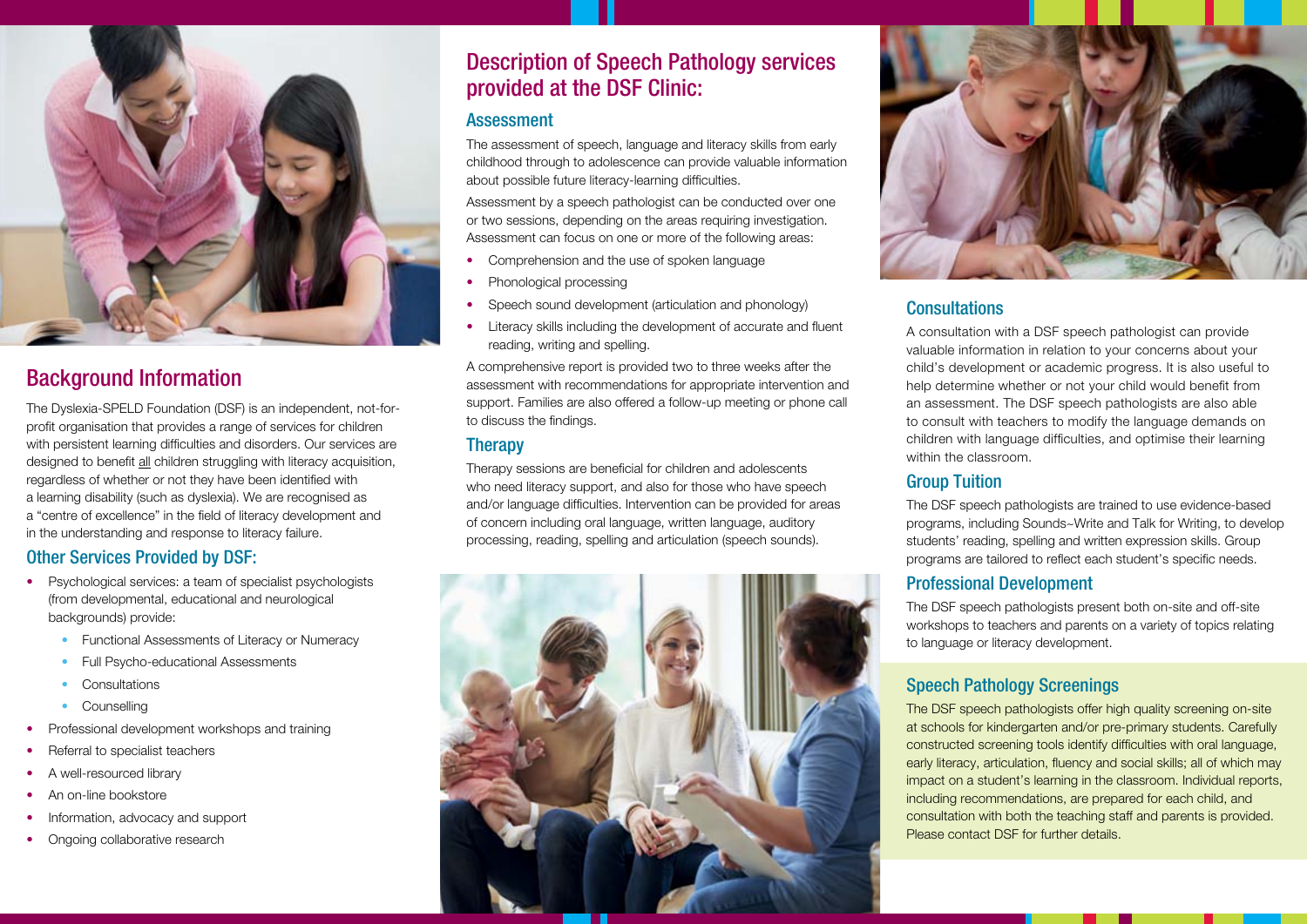## Background Information

The Dyslexia-SPELD Foundation (DSF) is an independent, not-for-profit organisation that provides a range of services for children with persistent learning difficulties and disorders. Our services are designed to benefit all children struggling with literacy acquisition, regardless of whether or not they have been identified with a learning disability (such as dyslexia). We are recognised as a "centre of excellence" in the field of literacy development and in the understanding and response to literacy failure.

### Other Services Provided by DSF:

- Psychological services: a team of specialist psychologists (from developmental, educational and neurological backgrounds) provide:
  - Functional Assessments of Literacy or Numeracy
  - Full Psycho-educational Assessments
  - Consultations
  - Counselling
- Professional development workshops and training
- Referral to specialist teachers
- A well-resourced library
- An on-line bookstore
- Information, advocacy and support
- Ongoing collaborative research

## Description of Speech Pathology services provided at the DSF Clinic:

### Assessment

The assessment of speech, language and literacy skills from early childhood through to adolescence can provide valuable information about possible future literacy-learning difficulties.

Assessment by a speech pathologist can be conducted over one or two sessions, depending on the areas requiring investigation. Assessment can focus on one or more of the following areas:

- Comprehension and the use of spoken language
- Phonological processing
- Speech sound development (articulation and phonology)
- Literacy skills including the development of accurate and fluent reading, writing and spelling.

A comprehensive report is provided two to three weeks after the assessment with recommendations for appropriate intervention and support. Families are also offered a follow-up meeting or phone call to discuss the findings.

### Therapy

Therapy sessions are beneficial for children and adolescents who need literacy support, and also for those who have speech and/or language difficulties. Intervention can be provided for areas of concern including oral language, written language, auditory processing, reading, spelling and articulation (speech sounds).

### Consultations

A consultation with a DSF speech pathologist can provide valuable information in relation to your concerns about your child's development or academic progress. It is also useful to help determine whether or not your child would benefit from an assessment. The DSF speech pathologists are also able to consult with teachers to modify the language demands on children with language difficulties, and optimise their learning within the classroom.

### Group Tuition

The DSF speech pathologists are trained to use evidence-based programs, including Sounds~Write and Talk for Writing, to develop students' reading, spelling and written expression skills. Group programs are tailored to reflect each student's specific needs.

### Professional Development

The DSF speech pathologists present both on-site and off-site workshops to teachers and parents on a variety of topics relating to language or literacy development.

### Speech Pathology Screenings

The DSF speech pathologists offer high quality screening on-site at schools for kindergarten and/or pre-primary students. Carefully constructed screening tools identify difficulties with oral language, early literacy, articulation, fluency and social skills; all of which may impact on a student's learning in the classroom. Individual reports, including recommendations, are prepared for each child, and consultation with both the teaching staff and parents is provided. Please contact DSF for further details.